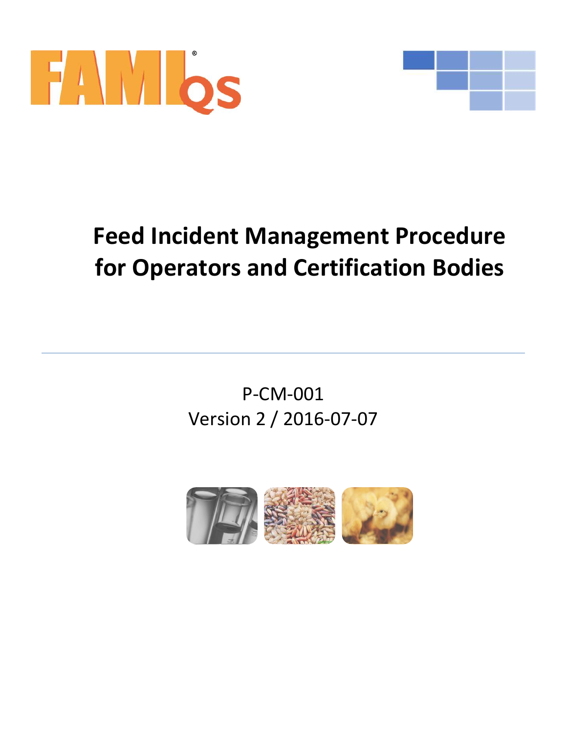# Feed Incident Management Procedure for Operators and Certification Bodies

P-CM-001

Version 2 / 2016-07-07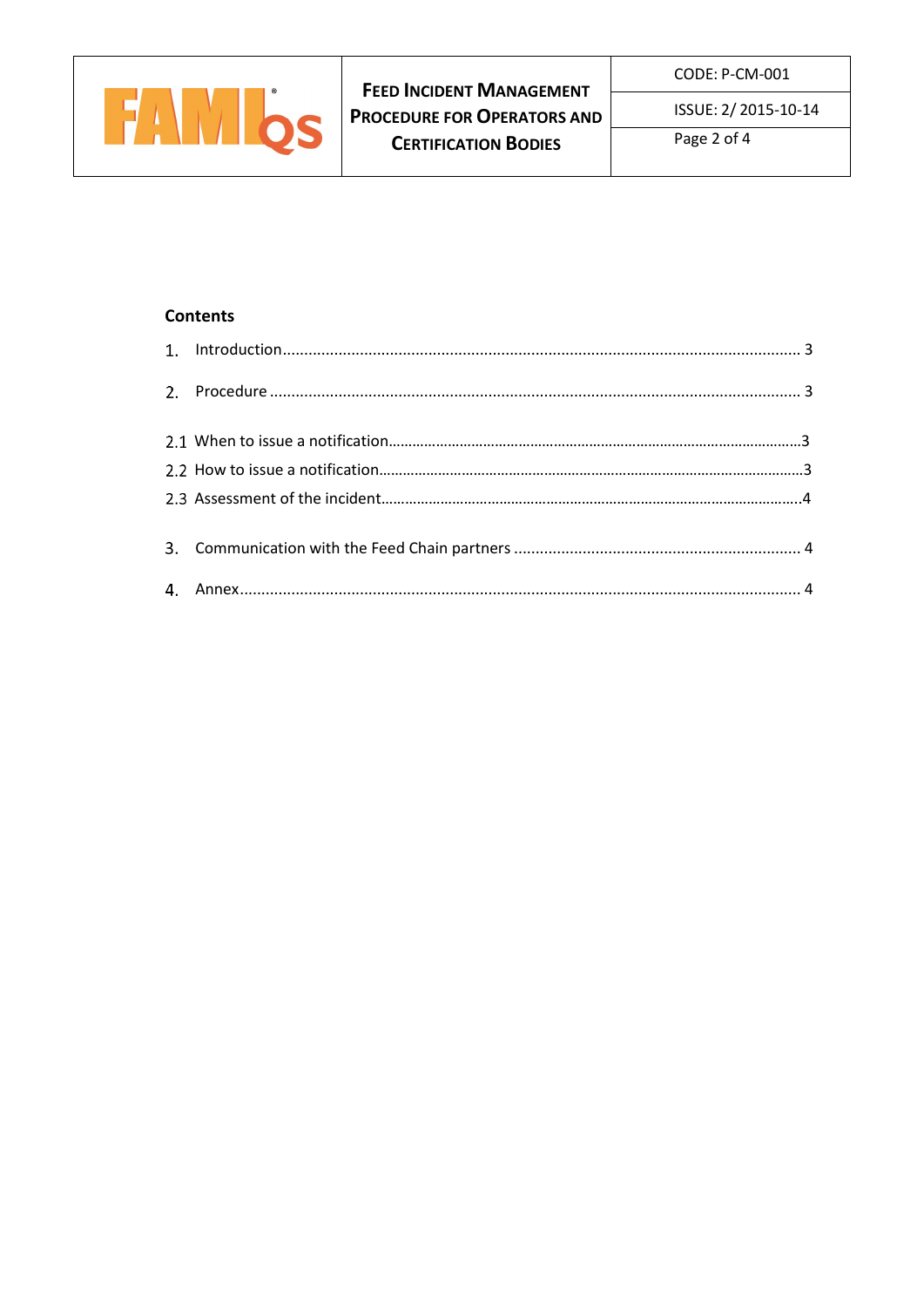**Contents**

1. Introduction........................................................................................................................ 3

2. Procedure .......................................................................................................................... 3

2.1 When to issue a notification......................................................................................................3

2.2 How to issue a notification..........................................................................................................3

2.3 Assessment of the incident.........................................................................................................4

3. Communication with the Feed Chain partners ................................................................... 4

4. Annex.................................................................................................................................. 4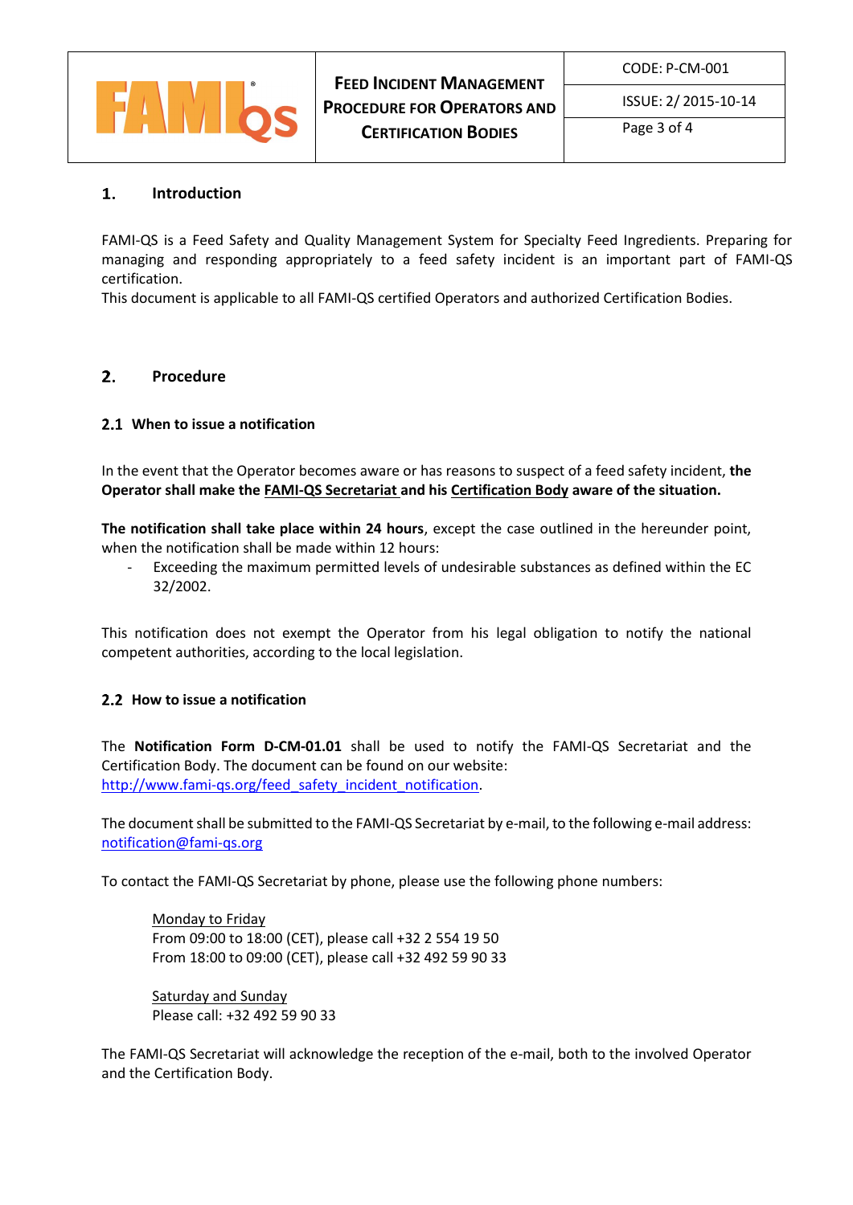## 1. Introduction

FAMI-QS is a Feed Safety and Quality Management System for Specialty Feed Ingredients. Preparing for managing and responding appropriately to a feed safety incident is an important part of FAMI-QS certification.
This document is applicable to all FAMI-QS certified Operators and authorized Certification Bodies.

## 2. Procedure

### 2.1 When to issue a notification

In the event that the Operator becomes aware or has reasons to suspect of a feed safety incident, **the Operator shall make the FAMI-QS Secretariat and his Certification Body aware of the situation.**

**The notification shall take place within 24 hours**, except the case outlined in the hereunder point, when the notification shall be made within 12 hours:

- Exceeding the maximum permitted levels of undesirable substances as defined within the EC 32/2002.

This notification does not exempt the Operator from his legal obligation to notify the national competent authorities, according to the local legislation.

### 2.2 How to issue a notification

The **Notification Form D-CM-01.01** shall be used to notify the FAMI-QS Secretariat and the Certification Body. The document can be found on our website: http://www.fami-qs.org/feed_safety_incident_notification.

The document shall be submitted to the FAMI-QS Secretariat by e-mail, to the following e-mail address: notification@fami-qs.org

To contact the FAMI-QS Secretariat by phone, please use the following phone numbers:

Monday to Friday
From 09:00 to 18:00 (CET), please call +32 2 554 19 50
From 18:00 to 09:00 (CET), please call +32 492 59 90 33

Saturday and Sunday
Please call: +32 492 59 90 33

The FAMI-QS Secretariat will acknowledge the reception of the e-mail, both to the involved Operator and the Certification Body.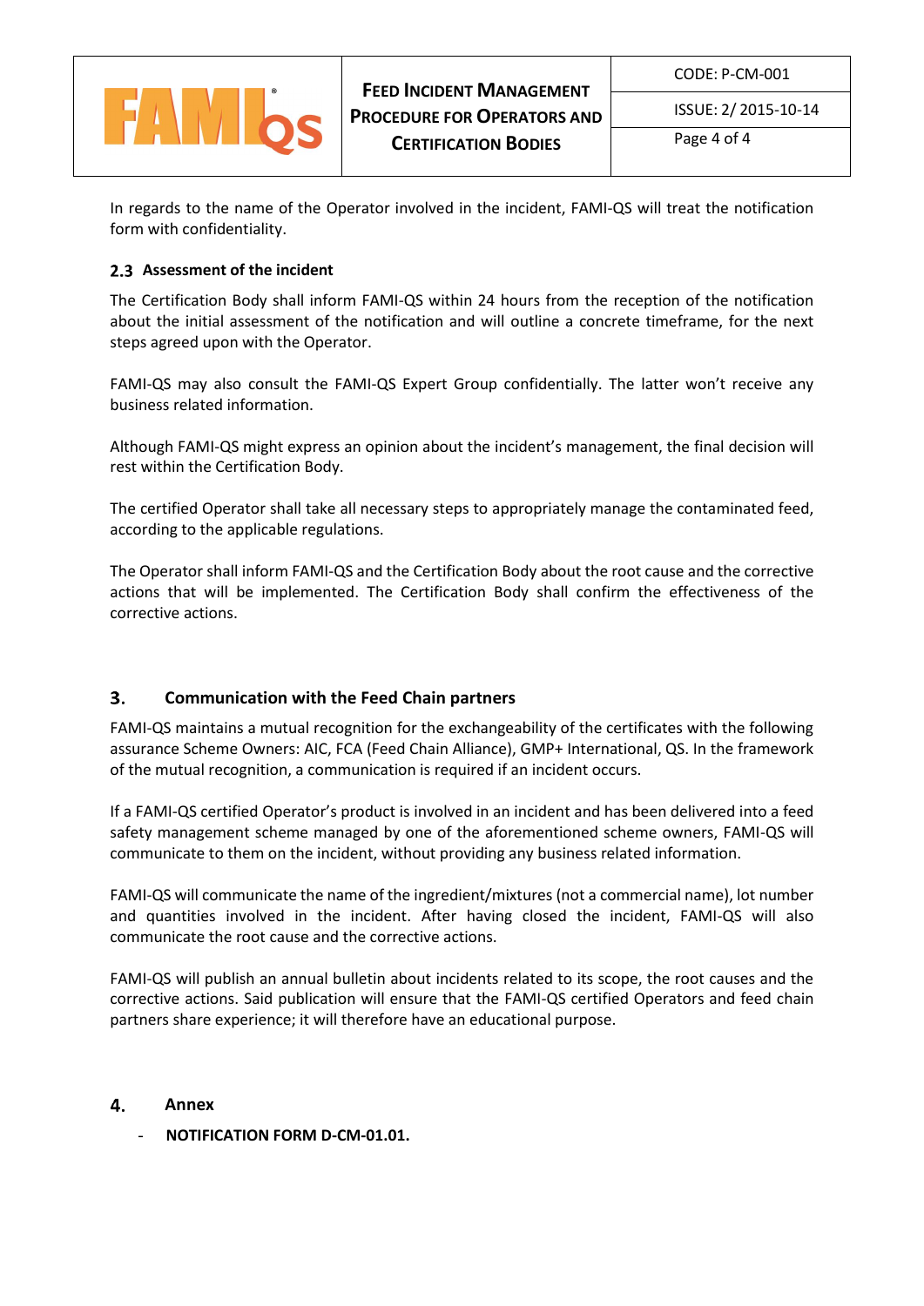In regards to the name of the Operator involved in the incident, FAMI-QS will treat the notification form with confidentiality.

### 2.3 Assessment of the incident

The Certification Body shall inform FAMI-QS within 24 hours from the reception of the notification about the initial assessment of the notification and will outline a concrete timeframe, for the next steps agreed upon with the Operator.

FAMI-QS may also consult the FAMI-QS Expert Group confidentially. The latter won't receive any business related information.

Although FAMI-QS might express an opinion about the incident's management, the final decision will rest within the Certification Body.

The certified Operator shall take all necessary steps to appropriately manage the contaminated feed, according to the applicable regulations.

The Operator shall inform FAMI-QS and the Certification Body about the root cause and the corrective actions that will be implemented. The Certification Body shall confirm the effectiveness of the corrective actions.

## 3. Communication with the Feed Chain partners

FAMI-QS maintains a mutual recognition for the exchangeability of the certificates with the following assurance Scheme Owners: AIC, FCA (Feed Chain Alliance), GMP+ International, QS. In the framework of the mutual recognition, a communication is required if an incident occurs.

If a FAMI-QS certified Operator's product is involved in an incident and has been delivered into a feed safety management scheme managed by one of the aforementioned scheme owners, FAMI-QS will communicate to them on the incident, without providing any business related information.

FAMI-QS will communicate the name of the ingredient/mixtures (not a commercial name), lot number and quantities involved in the incident. After having closed the incident, FAMI-QS will also communicate the root cause and the corrective actions.

FAMI-QS will publish an annual bulletin about incidents related to its scope, the root causes and the corrective actions. Said publication will ensure that the FAMI-QS certified Operators and feed chain partners share experience; it will therefore have an educational purpose.

## 4. Annex

- **NOTIFICATION FORM D-CM-01.01.**